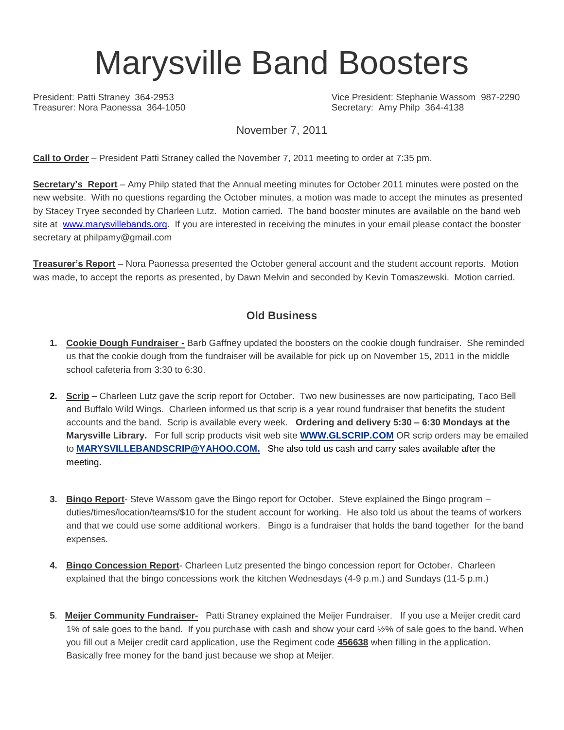# Marysville Band Boosters

President: Patti Straney 364-2953
Vice President: Stephanie Wassom 987-2290
Treasurer: Nora Paonessa 364-1050
Secretary: Amy Philp 364-4138

November 7, 2011

**Call to Order** – President Patti Straney called the November 7, 2011 meeting to order at 7:35 pm.

**Secretary's Report** – Amy Philp stated that the Annual meeting minutes for October 2011 minutes were posted on the new website. With no questions regarding the October minutes, a motion was made to accept the minutes as presented by Stacey Tryee seconded by Charleen Lutz. Motion carried. The band booster minutes are available on the band web site at [www.marysvillebands.org](http://www.marysvillebands.org). If you are interested in receiving the minutes in your email please contact the booster secretary at philpamy@gmail.com

**Treasurer's Report** – Nora Paonessa presented the October general account and the student account reports. Motion was made, to accept the reports as presented, by Dawn Melvin and seconded by Kevin Tomaszewski. Motion carried.

## Old Business

1. **Cookie Dough Fundraiser -** Barb Gaffney updated the boosters on the cookie dough fundraiser. She reminded us that the cookie dough from the fundraiser will be available for pick up on November 15, 2011 in the middle school cafeteria from 3:30 to 6:30.

2. **Scrip –** Charleen Lutz gave the scrip report for October. Two new businesses are now participating, Taco Bell and Buffalo Wild Wings. Charleen informed us that scrip is a year round fundraiser that benefits the student accounts and the band. Scrip is available every week. **Ordering and delivery 5:30 – 6:30 Mondays at the Marysville Library.** For full scrip products visit web site **WWW.GLSCRIP.COM** OR scrip orders may be emailed to **MARYSVILLEBANDSCRIP@YAHOO.COM.** She also told us cash and carry sales available after the meeting.

3. **Bingo Report**- Steve Wassom gave the Bingo report for October. Steve explained the Bingo program – duties/times/location/teams/$10 for the student account for working. He also told us about the teams of workers and that we could use some additional workers. Bingo is a fundraiser that holds the band together for the band expenses.

4. **Bingo Concession Report**- Charleen Lutz presented the bingo concession report for October. Charleen explained that the bingo concessions work the kitchen Wednesdays (4-9 p.m.) and Sundays (11-5 p.m.)

5. **Meijer Community Fundraiser-** Patti Straney explained the Meijer Fundraiser. If you use a Meijer credit card 1% of sale goes to the band. If you purchase with cash and show your card ½% of sale goes to the band. When you fill out a Meijer credit card application, use the Regiment code **456638** when filling in the application. Basically free money for the band just because we shop at Meijer.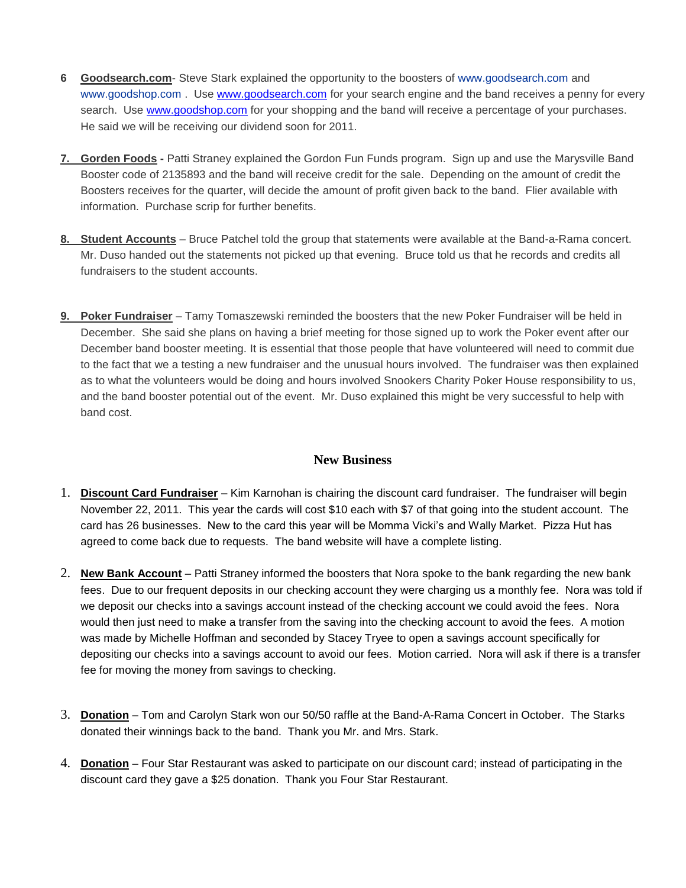6 **Goodsearch.com**- Steve Stark explained the opportunity to the boosters of www.goodsearch.com and www.goodshop.com . Use www.goodsearch.com for your search engine and the band receives a penny for every search. Use www.goodshop.com for your shopping and the band will receive a percentage of your purchases. He said we will be receiving our dividend soon for 2011.

7. **Gorden Foods -** Patti Straney explained the Gordon Fun Funds program. Sign up and use the Marysville Band Booster code of 2135893 and the band will receive credit for the sale. Depending on the amount of credit the Boosters receives for the quarter, will decide the amount of profit given back to the band. Flier available with information. Purchase scrip for further benefits.

8. **Student Accounts** – Bruce Patchel told the group that statements were available at the Band-a-Rama concert. Mr. Duso handed out the statements not picked up that evening. Bruce told us that he records and credits all fundraisers to the student accounts.

9. **Poker Fundraiser** – Tamy Tomaszewski reminded the boosters that the new Poker Fundraiser will be held in December. She said she plans on having a brief meeting for those signed up to work the Poker event after our December band booster meeting. It is essential that those people that have volunteered will need to commit due to the fact that we a testing a new fundraiser and the unusual hours involved. The fundraiser was then explained as to what the volunteers would be doing and hours involved Snookers Charity Poker House responsibility to us, and the band booster potential out of the event. Mr. Duso explained this might be very successful to help with band cost.

## New Business

1. **Discount Card Fundraiser** – Kim Karnohan is chairing the discount card fundraiser. The fundraiser will begin November 22, 2011. This year the cards will cost $10 each with $7 of that going into the student account. The card has 26 businesses. New to the card this year will be Momma Vicki's and Wally Market. Pizza Hut has agreed to come back due to requests. The band website will have a complete listing.

2. **New Bank Account** – Patti Straney informed the boosters that Nora spoke to the bank regarding the new bank fees. Due to our frequent deposits in our checking account they were charging us a monthly fee. Nora was told if we deposit our checks into a savings account instead of the checking account we could avoid the fees. Nora would then just need to make a transfer from the saving into the checking account to avoid the fees. A motion was made by Michelle Hoffman and seconded by Stacey Tryee to open a savings account specifically for depositing our checks into a savings account to avoid our fees. Motion carried. Nora will ask if there is a transfer fee for moving the money from savings to checking.

3. **Donation** – Tom and Carolyn Stark won our 50/50 raffle at the Band-A-Rama Concert in October. The Starks donated their winnings back to the band. Thank you Mr. and Mrs. Stark.

4. **Donation** – Four Star Restaurant was asked to participate on our discount card; instead of participating in the discount card they gave a $25 donation. Thank you Four Star Restaurant.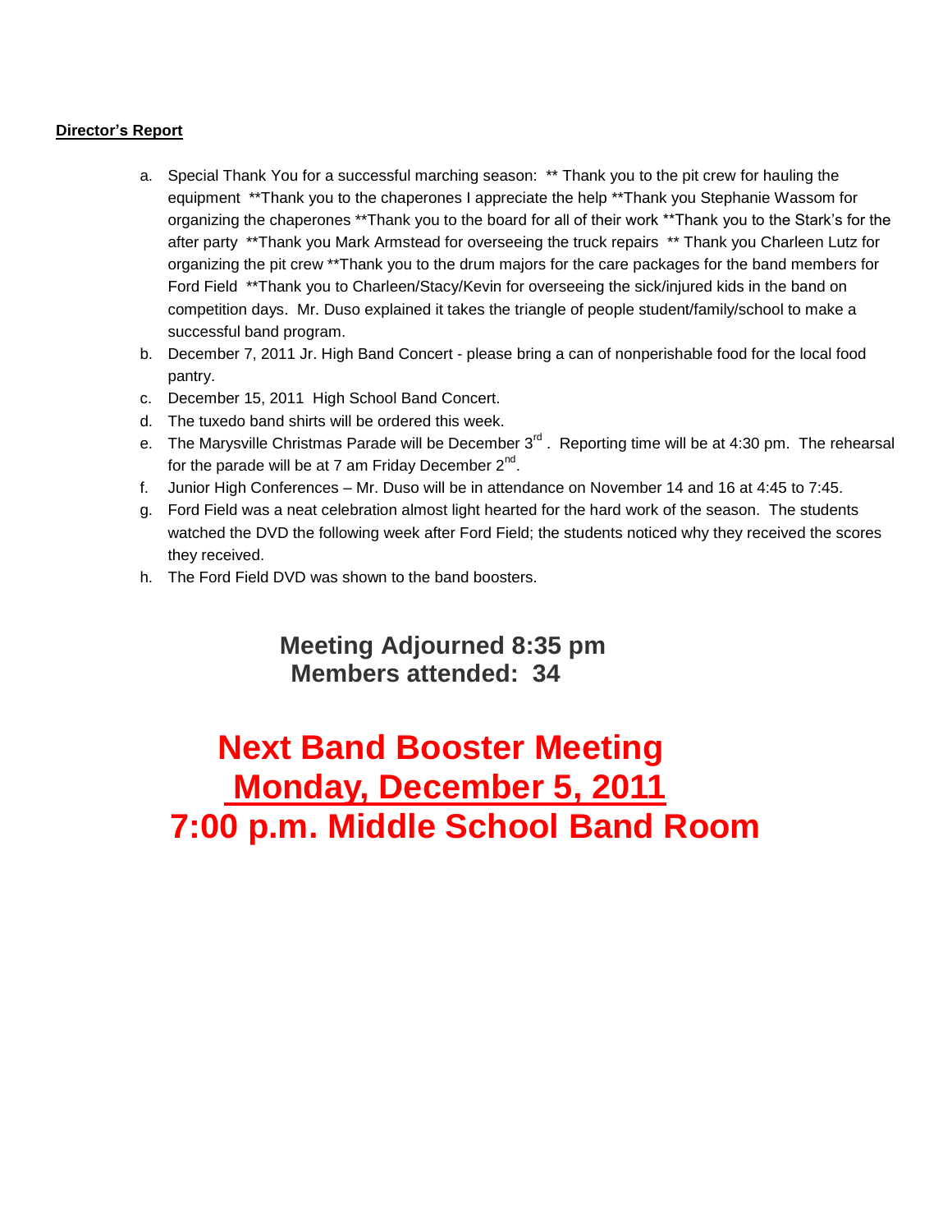**Director's Report**

a. Special Thank You for a successful marching season: ** Thank you to the pit crew for hauling the equipment **Thank you to the chaperones I appreciate the help **Thank you Stephanie Wassom for organizing the chaperones **Thank you to the board for all of their work **Thank you to the Stark's for the after party **Thank you Mark Armstead for overseeing the truck repairs ** Thank you Charleen Lutz for organizing the pit crew **Thank you to the drum majors for the care packages for the band members for Ford Field **Thank you to Charleen/Stacy/Kevin for overseeing the sick/injured kids in the band on competition days. Mr. Duso explained it takes the triangle of people student/family/school to make a successful band program.
b. December 7, 2011 Jr. High Band Concert - please bring a can of nonperishable food for the local food pantry.
c. December 15, 2011 High School Band Concert.
d. The tuxedo band shirts will be ordered this week.
e. The Marysville Christmas Parade will be December 3rd . Reporting time will be at 4:30 pm. The rehearsal for the parade will be at 7 am Friday December 2nd.
f. Junior High Conferences – Mr. Duso will be in attendance on November 14 and 16 at 4:45 to 7:45.
g. Ford Field was a neat celebration almost light hearted for the hard work of the season. The students watched the DVD the following week after Ford Field; the students noticed why they received the scores they received.
h. The Ford Field DVD was shown to the band boosters.

**Meeting Adjourned 8:35 pm**
**Members attended: 34**

**Next Band Booster Meeting**
**Monday, December 5, 2011**
**7:00 p.m. Middle School Band Room**